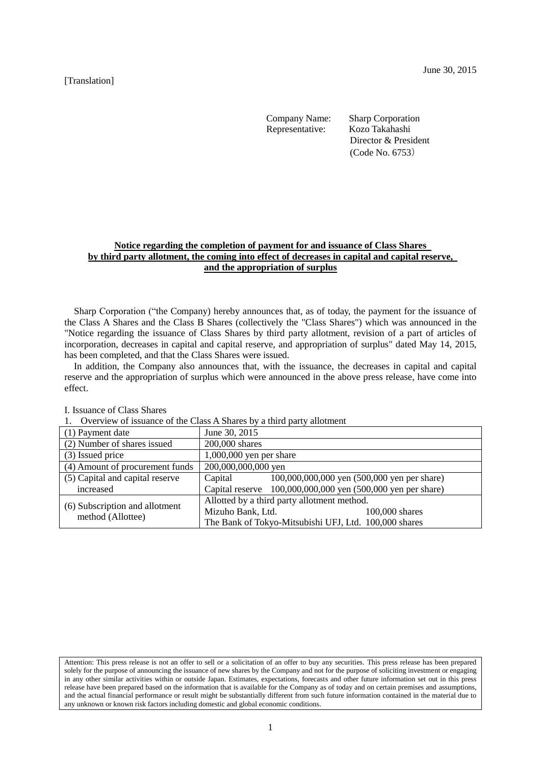[Translation]

June 30, 2015

Company Name: Sharp Corporation
Representative: Kozo Takahashi
Director & President
(Code No. 6753)

**Notice regarding the completion of payment for and issuance of Class Shares by third party allotment, the coming into effect of decreases in capital and capital reserve, and the appropriation of surplus**

Sharp Corporation ("the Company) hereby announces that, as of today, the payment for the issuance of the Class A Shares and the Class B Shares (collectively the "Class Shares") which was announced in the "Notice regarding the issuance of Class Shares by third party allotment, revision of a part of articles of incorporation, decreases in capital and capital reserve, and appropriation of surplus" dated May 14, 2015, has been completed, and that the Class Shares were issued.

In addition, the Company also announces that, with the issuance, the decreases in capital and capital reserve and the appropriation of surplus which were announced in the above press release, have come into effect.

I. Issuance of Class Shares

1. Overview of issuance of the Class A Shares by a third party allotment

| | |
|---|---|
| (1) Payment date | June 30, 2015 |
| (2) Number of shares issued | 200,000 shares |
| (3) Issued price | 1,000,000 yen per share |
| (4) Amount of procurement funds | 200,000,000,000 yen |
| (5) Capital and capital reserve increased | Capital 100,000,000,000 yen (500,000 yen per share)<br>Capital reserve 100,000,000,000 yen (500,000 yen per share) |
| (6) Subscription and allotment method (Allottee) | Allotted by a third party allotment method.<br>Mizuho Bank, Ltd. 100,000 shares<br>The Bank of Tokyo-Mitsubishi UFJ, Ltd. 100,000 shares |

Attention: This press release is not an offer to sell or a solicitation of an offer to buy any securities. This press release has been prepared solely for the purpose of announcing the issuance of new shares by the Company and not for the purpose of soliciting investment or engaging in any other similar activities within or outside Japan. Estimates, expectations, forecasts and other future information set out in this press release have been prepared based on the information that is available for the Company as of today and on certain premises and assumptions, and the actual financial performance or result might be substantially different from such future information contained in the material due to any unknown or known risk factors including domestic and global economic conditions.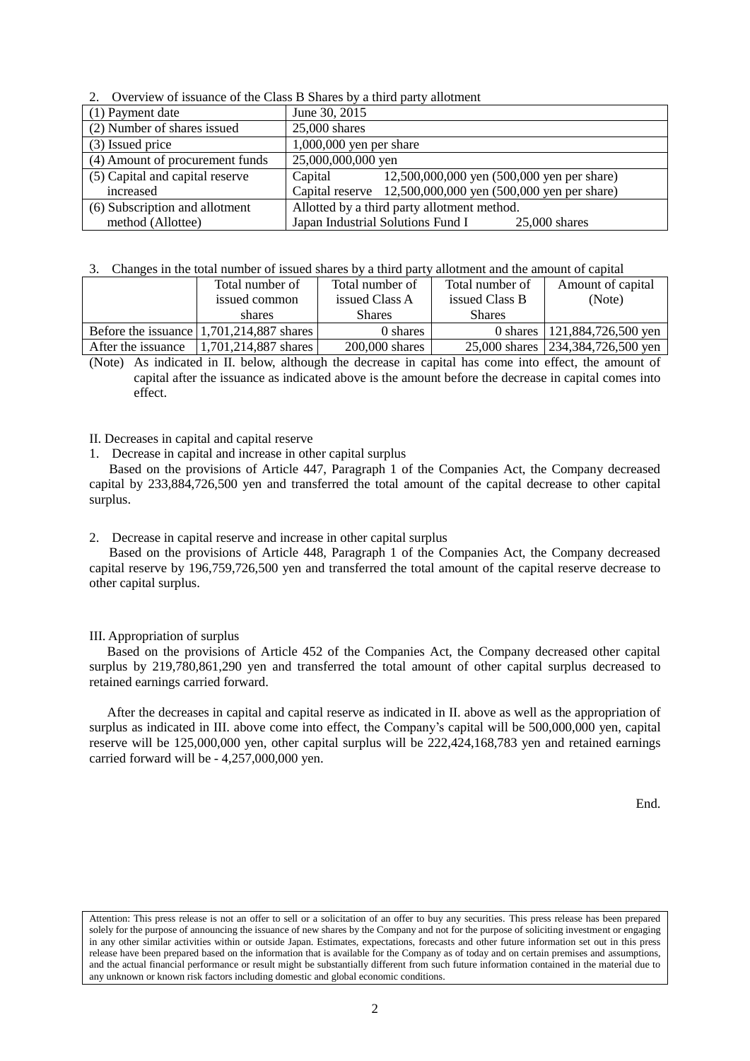2. Overview of issuance of the Class B Shares by a third party allotment

| | |
|---|---|
| (1) Payment date | June 30, 2015 |
| (2) Number of shares issued | 25,000 shares |
| (3) Issued price | 1,000,000 yen per share |
| (4) Amount of procurement funds | 25,000,000,000 yen |
| (5) Capital and capital reserve increased | Capital 12,500,000,000 yen (500,000 yen per share)<br>Capital reserve 12,500,000,000 yen (500,000 yen per share) |
| (6) Subscription and allotment method (Allottee) | Allotted by a third party allotment method.<br>Japan Industrial Solutions Fund I 25,000 shares |

3. Changes in the total number of issued shares by a third party allotment and the amount of capital

| | Total number of issued common shares | Total number of issued Class A Shares | Total number of issued Class B Shares | Amount of capital (Note) |
|---|---|---|---|---|
| Before the issuance | 1,701,214,887 shares | 0 shares | 0 shares | 121,884,726,500 yen |
| After the issuance | 1,701,214,887 shares | 200,000 shares | 25,000 shares | 234,384,726,500 yen |

(Note) As indicated in II. below, although the decrease in capital has come into effect, the amount of capital after the issuance as indicated above is the amount before the decrease in capital comes into effect.

II. Decreases in capital and capital reserve

1. Decrease in capital and increase in other capital surplus

Based on the provisions of Article 447, Paragraph 1 of the Companies Act, the Company decreased capital by 233,884,726,500 yen and transferred the total amount of the capital decrease to other capital surplus.

2. Decrease in capital reserve and increase in other capital surplus

Based on the provisions of Article 448, Paragraph 1 of the Companies Act, the Company decreased capital reserve by 196,759,726,500 yen and transferred the total amount of the capital reserve decrease to other capital surplus.

III. Appropriation of surplus

Based on the provisions of Article 452 of the Companies Act, the Company decreased other capital surplus by 219,780,861,290 yen and transferred the total amount of other capital surplus decreased to retained earnings carried forward.

After the decreases in capital and capital reserve as indicated in II. above as well as the appropriation of surplus as indicated in III. above come into effect, the Company's capital will be 500,000,000 yen, capital reserve will be 125,000,000 yen, other capital surplus will be 222,424,168,783 yen and retained earnings carried forward will be - 4,257,000,000 yen.

End.

Attention: This press release is not an offer to sell or a solicitation of an offer to buy any securities. This press release has been prepared solely for the purpose of announcing the issuance of new shares by the Company and not for the purpose of soliciting investment or engaging in any other similar activities within or outside Japan. Estimates, expectations, forecasts and other future information set out in this press release have been prepared based on the information that is available for the Company as of today and on certain premises and assumptions, and the actual financial performance or result might be substantially different from such future information contained in the material due to any unknown or known risk factors including domestic and global economic conditions.